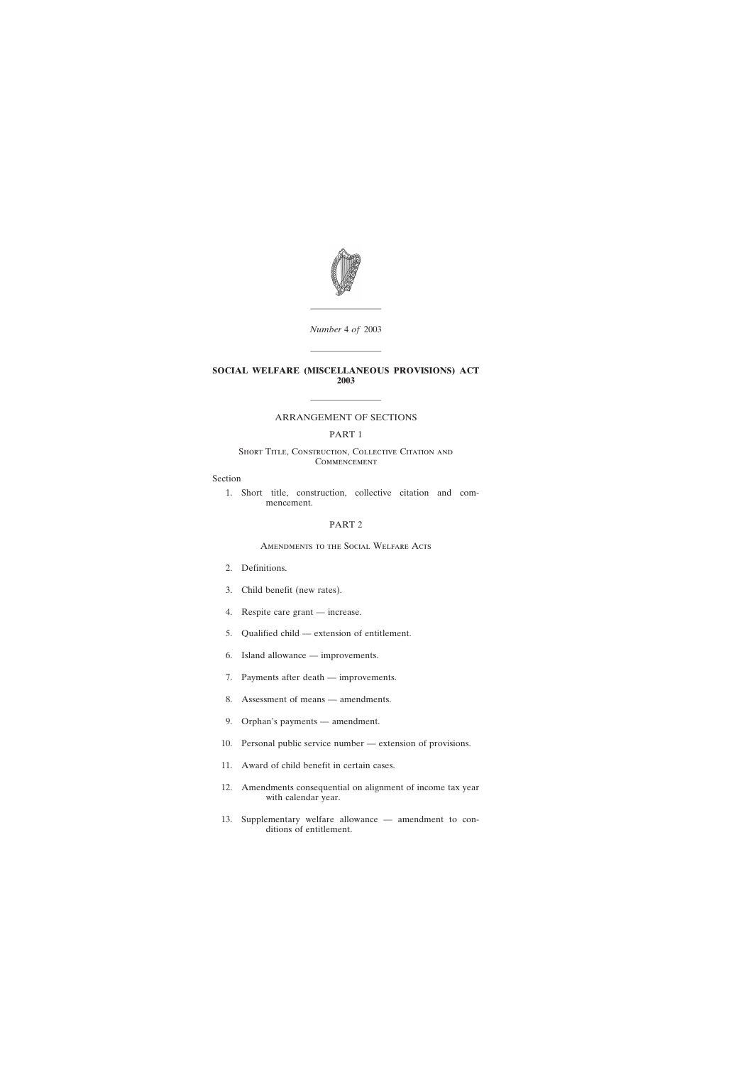*Number* 4 *of* 2003

# SOCIAL WELFARE (MISCELLANEOUS PROVISIONS) ACT 2003

ARRANGEMENT OF SECTIONS

PART 1

Short Title, Construction, Collective Citation and Commencement

Section

1. Short title, construction, collective citation and commencement.

PART 2

Amendments to the Social Welfare Acts

2. Definitions.

3. Child benefit (new rates).

4. Respite care grant — increase.

5. Qualified child — extension of entitlement.

6. Island allowance — improvements.

7. Payments after death — improvements.

8. Assessment of means — amendments.

9. Orphan's payments — amendment.

10. Personal public service number — extension of provisions.

11. Award of child benefit in certain cases.

12. Amendments consequential on alignment of income tax year with calendar year.

13. Supplementary welfare allowance — amendment to conditions of entitlement.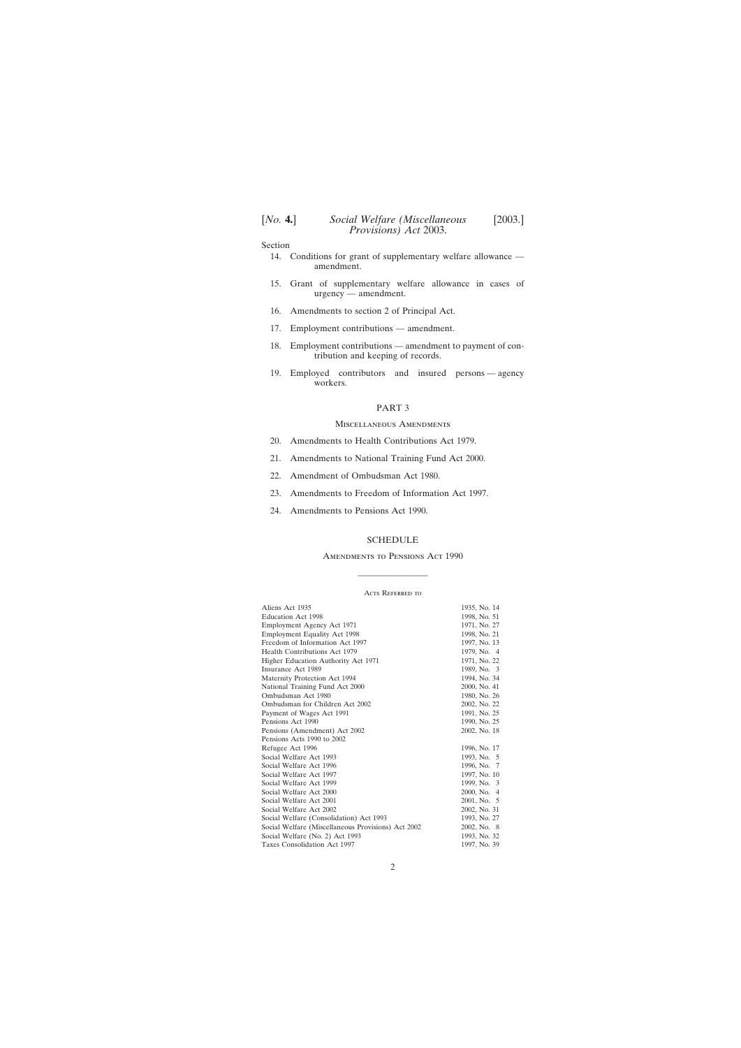Section

14. Conditions for grant of supplementary welfare allowance — amendment.

15. Grant of supplementary welfare allowance in cases of urgency — amendment.

16. Amendments to section 2 of Principal Act.

17. Employment contributions — amendment.

18. Employment contributions — amendment to payment of contribution and keeping of records.

19. Employed contributors and insured persons — agency workers.

PART 3

Miscellaneous Amendments

20. Amendments to Health Contributions Act 1979.

21. Amendments to National Training Fund Act 2000.

22. Amendment of Ombudsman Act 1980.

23. Amendments to Freedom of Information Act 1997.

24. Amendments to Pensions Act 1990.

SCHEDULE

Amendments to Pensions Act 1990

---

Acts Referred to

| | |
|---|---|
| Aliens Act 1935 | 1935, No. 14 |
| Education Act 1998 | 1998, No. 51 |
| Employment Agency Act 1971 | 1971, No. 27 |
| Employment Equality Act 1998 | 1998, No. 21 |
| Freedom of Information Act 1997 | 1997, No. 13 |
| Health Contributions Act 1979 | 1979, No. 4 |
| Higher Education Authority Act 1971 | 1971, No. 22 |
| Insurance Act 1989 | 1989, No. 3 |
| Maternity Protection Act 1994 | 1994, No. 34 |
| National Training Fund Act 2000 | 2000, No. 41 |
| Ombudsman Act 1980 | 1980, No. 26 |
| Ombudsman for Children Act 2002 | 2002, No. 22 |
| Payment of Wages Act 1991 | 1991, No. 25 |
| Pensions Act 1990 | 1990, No. 25 |
| Pensions (Amendment) Act 2002 | 2002, No. 18 |
| Pensions Acts 1990 to 2002 | |
| Refugee Act 1996 | 1996, No. 17 |
| Social Welfare Act 1993 | 1993, No. 5 |
| Social Welfare Act 1996 | 1996, No. 7 |
| Social Welfare Act 1997 | 1997, No. 10 |
| Social Welfare Act 1999 | 1999, No. 3 |
| Social Welfare Act 2000 | 2000, No. 4 |
| Social Welfare Act 2001 | 2001, No. 5 |
| Social Welfare Act 2002 | 2002, No. 31 |
| Social Welfare (Consolidation) Act 1993 | 1993, No. 27 |
| Social Welfare (Miscellaneous Provisions) Act 2002 | 2002, No. 8 |
| Social Welfare (No. 2) Act 1993 | 1993, No. 32 |
| Taxes Consolidation Act 1997 | 1997, No. 39 |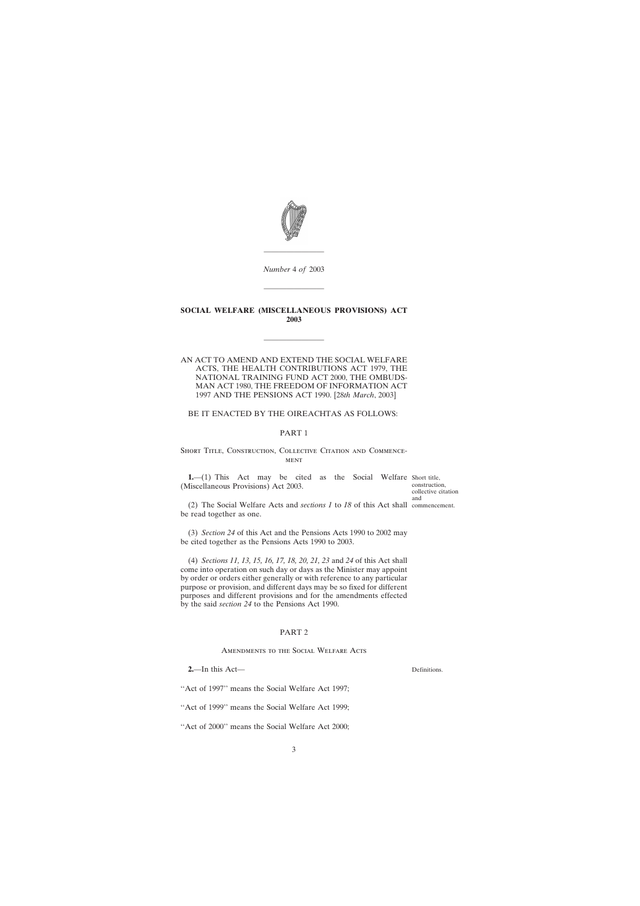*Number* 4 *of* 2003

# SOCIAL WELFARE (MISCELLANEOUS PROVISIONS) ACT 2003

AN ACT TO AMEND AND EXTEND THE SOCIAL WELFARE ACTS, THE HEALTH CONTRIBUTIONS ACT 1979, THE NATIONAL TRAINING FUND ACT 2000, THE OMBUDSMAN ACT 1980, THE FREEDOM OF INFORMATION ACT 1997 AND THE PENSIONS ACT 1990. [28*th March*, 2003]

BE IT ENACTED BY THE OIREACHTAS AS FOLLOWS:

## PART 1

### Short Title, Construction, Collective Citation and Commencement

**1.**—(1) This Act may be cited as the Social Welfare (Miscellaneous Provisions) Act 2003.

Short title, construction, collective citation and commencement.

(2) The Social Welfare Acts and *sections 1* to *18* of this Act shall be read together as one.

(3) *Section 24* of this Act and the Pensions Acts 1990 to 2002 may be cited together as the Pensions Acts 1990 to 2003.

(4) *Sections 11, 13, 15, 16, 17, 18, 20, 21, 23* and *24* of this Act shall come into operation on such day or days as the Minister may appoint by order or orders either generally or with reference to any particular purpose or provision, and different days may be so fixed for different purposes and different provisions and for the amendments effected by the said *section 24* to the Pensions Act 1990.

## PART 2

### Amendments to the Social Welfare Acts

**2.**—In this Act—

Definitions.

''Act of 1997'' means the Social Welfare Act 1997;

''Act of 1999'' means the Social Welfare Act 1999;

''Act of 2000'' means the Social Welfare Act 2000;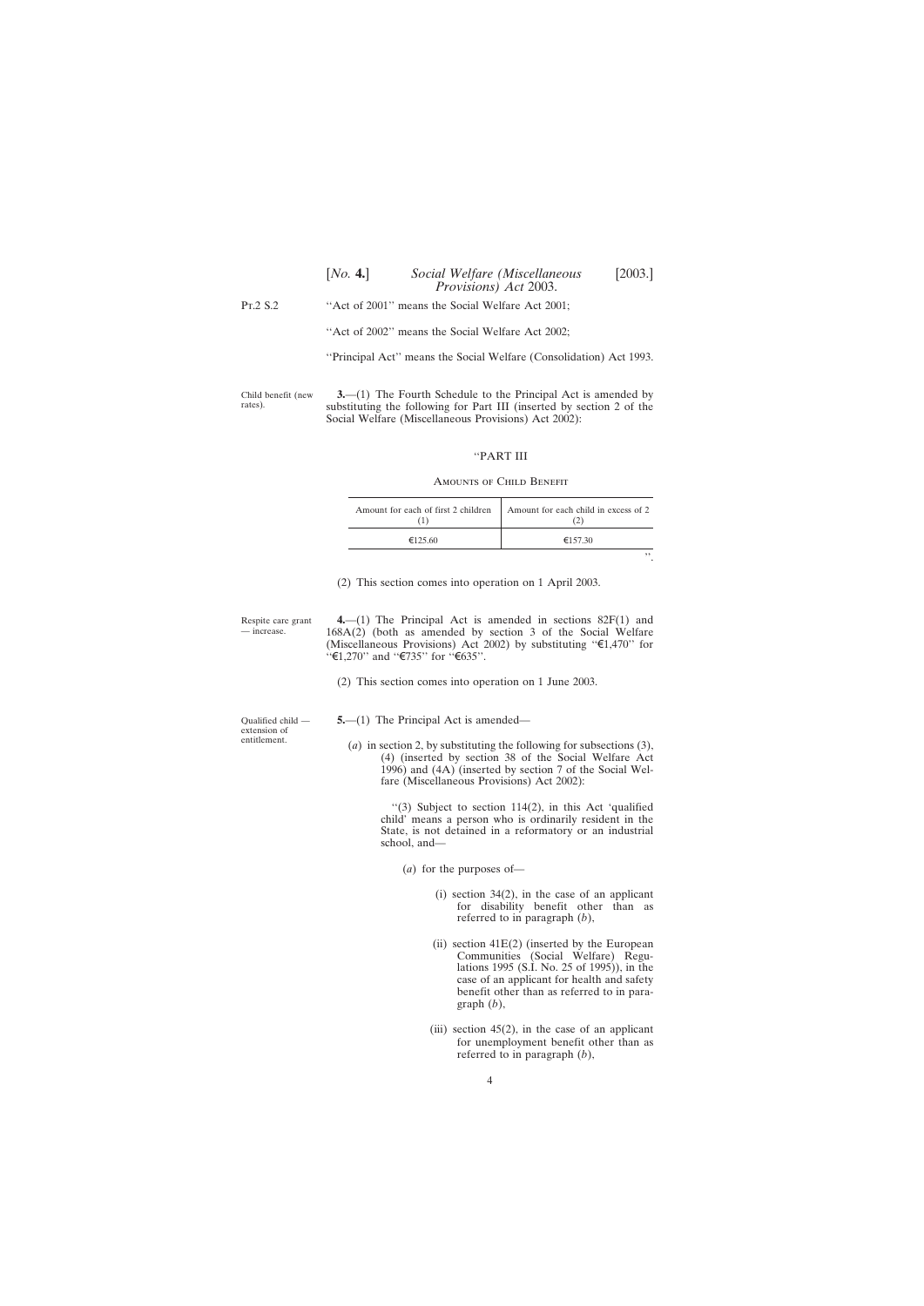"Act of 2001" means the Social Welfare Act 2001;

"Act of 2002" means the Social Welfare Act 2002;

"Principal Act" means the Social Welfare (Consolidation) Act 1993.

Child benefit (new rates).

**3.**—(1) The Fourth Schedule to the Principal Act is amended by substituting the following for Part III (inserted by section 2 of the Social Welfare (Miscellaneous Provisions) Act 2002):

"PART III

AMOUNTS OF CHILD BENEFIT

| Amount for each of first 2 children (1) | Amount for each child in excess of 2 (2) |
|---|---|
| €125.60 | €157.30 |

".

(2) This section comes into operation on 1 April 2003.

Respite care grant — increase.

**4.**—(1) The Principal Act is amended in sections 82F(1) and 168A(2) (both as amended by section 3 of the Social Welfare (Miscellaneous Provisions) Act 2002) by substituting "€1,470" for "€1,270" and "€735" for "€635".

(2) This section comes into operation on 1 June 2003.

Qualified child — extension of entitlement.

**5.**—(1) The Principal Act is amended—

(*a*) in section 2, by substituting the following for subsections (3), (4) (inserted by section 38 of the Social Welfare Act 1996) and (4A) (inserted by section 7 of the Social Welfare (Miscellaneous Provisions) Act 2002):

"(3) Subject to section 114(2), in this Act 'qualified child' means a person who is ordinarily resident in the State, is not detained in a reformatory or an industrial school, and—

(*a*) for the purposes of—

(i) section 34(2), in the case of an applicant for disability benefit other than as referred to in paragraph (*b*),

(ii) section 41E(2) (inserted by the European Communities (Social Welfare) Regulations 1995 (S.I. No. 25 of 1995)), in the case of an applicant for health and safety benefit other than as referred to in paragraph (*b*),

(iii) section 45(2), in the case of an applicant for unemployment benefit other than as referred to in paragraph (*b*),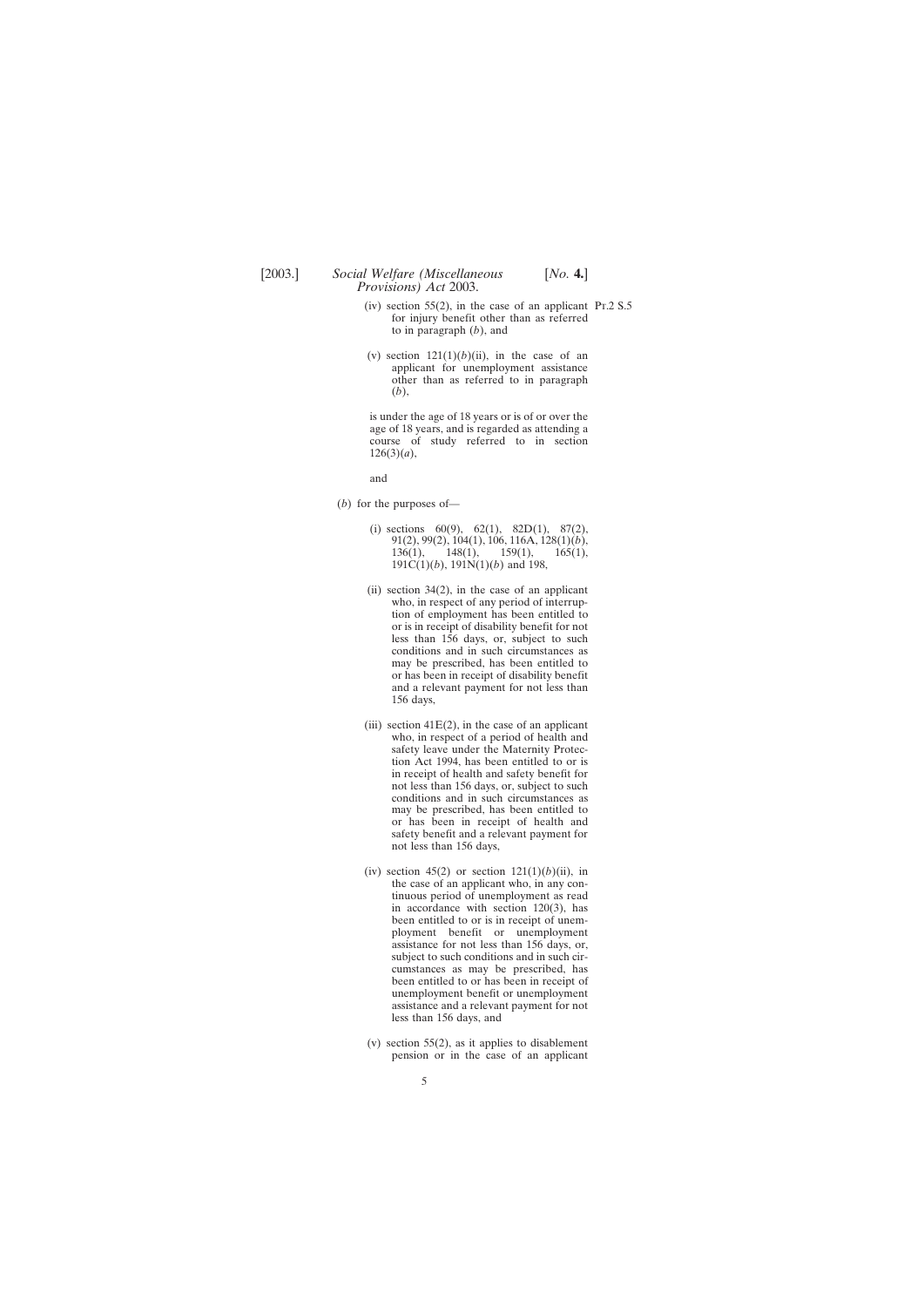(iv) section 55(2), in the case of an applicant for injury benefit other than as referred to in paragraph (*b*), and

(v) section 121(1)(*b*)(ii), in the case of an applicant for unemployment assistance other than as referred to in paragraph (*b*),

is under the age of 18 years or is of or over the age of 18 years, and is regarded as attending a course of study referred to in section 126(3)(*a*),

and

(*b*) for the purposes of—

(i) sections 60(9), 62(1), 82D(1), 87(2), 91(2), 99(2), 104(1), 106, 116A, 128(1)(*b*), 136(1), 148(1), 159(1), 165(1), 191C(1)(*b*), 191N(1)(*b*) and 198,

(ii) section 34(2), in the case of an applicant who, in respect of any period of interruption of employment has been entitled to or is in receipt of disability benefit for not less than 156 days, or, subject to such conditions and in such circumstances as may be prescribed, has been entitled to or has been in receipt of disability benefit and a relevant payment for not less than 156 days,

(iii) section 41E(2), in the case of an applicant who, in respect of a period of health and safety leave under the Maternity Protection Act 1994, has been entitled to or is in receipt of health and safety benefit for not less than 156 days, or, subject to such conditions and in such circumstances as may be prescribed, has been entitled to or has been in receipt of health and safety benefit and a relevant payment for not less than 156 days,

(iv) section 45(2) or section 121(1)(*b*)(ii), in the case of an applicant who, in any continuous period of unemployment as read in accordance with section 120(3), has been entitled to or is in receipt of unemployment benefit or unemployment assistance for not less than 156 days, or, subject to such conditions and in such circumstances as may be prescribed, has been entitled to or has been in receipt of unemployment benefit or unemployment assistance and a relevant payment for not less than 156 days, and

(v) section 55(2), as it applies to disablement pension or in the case of an applicant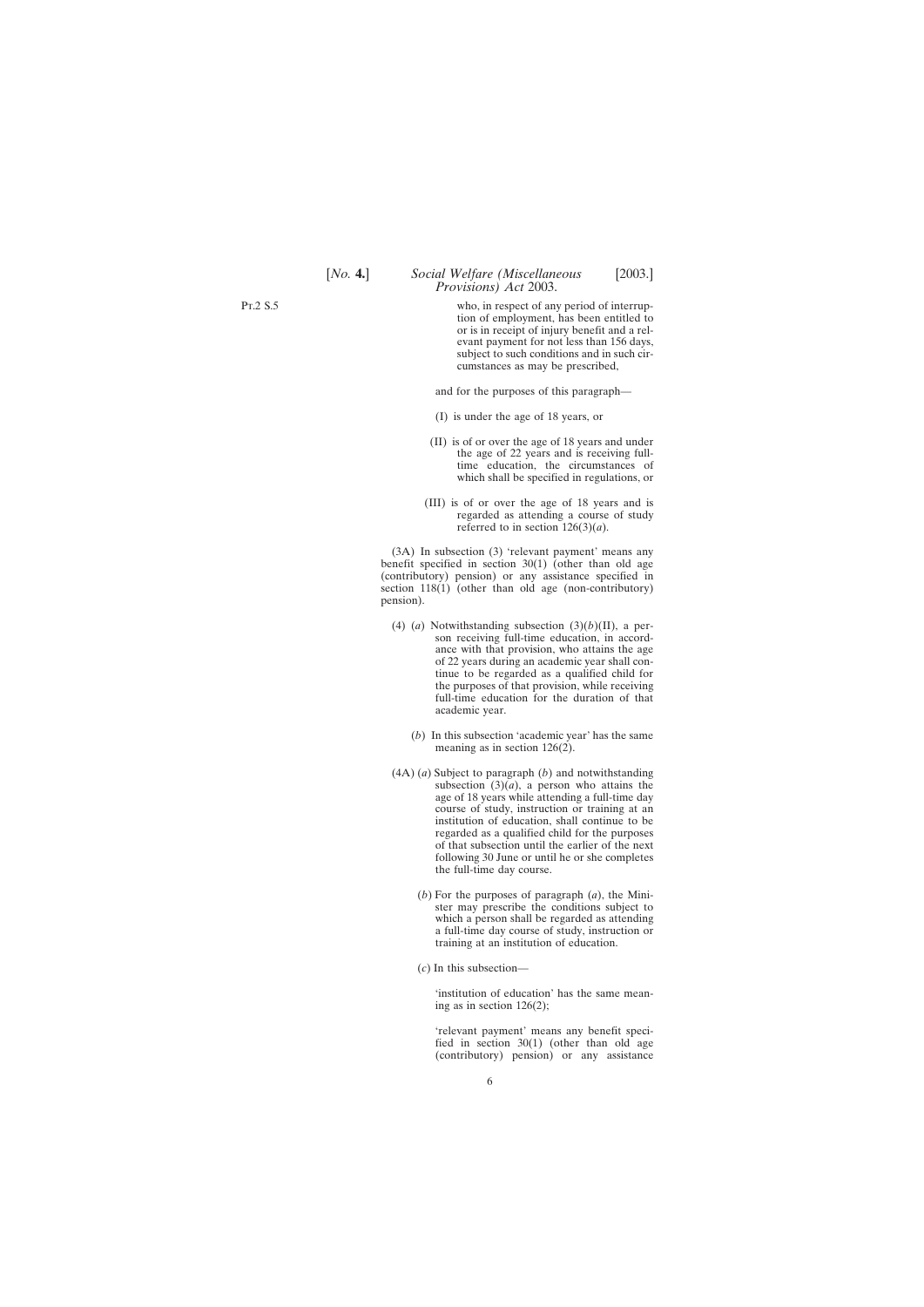who, in respect of any period of interruption of employment, has been entitled to or is in receipt of injury benefit and a relevant payment for not less than 156 days, subject to such conditions and in such circumstances as may be prescribed,

and for the purposes of this paragraph—

(I) is under the age of 18 years, or

(II) is of or over the age of 18 years and under the age of 22 years and is receiving full-time education, the circumstances of which shall be specified in regulations, or

(III) is of or over the age of 18 years and is regarded as attending a course of study referred to in section 126(3)(*a*).

(3A) In subsection (3) 'relevant payment' means any benefit specified in section 30(1) (other than old age (contributory) pension) or any assistance specified in section 118(1) (other than old age (non-contributory) pension).

(4) (*a*) Notwithstanding subsection (3)(*b*)(II), a person receiving full-time education, in accordance with that provision, who attains the age of 22 years during an academic year shall continue to be regarded as a qualified child for the purposes of that provision, while receiving full-time education for the duration of that academic year.

(*b*) In this subsection 'academic year' has the same meaning as in section 126(2).

(4A) (*a*) Subject to paragraph (*b*) and notwithstanding subsection (3)(*a*), a person who attains the age of 18 years while attending a full-time day course of study, instruction or training at an institution of education, shall continue to be regarded as a qualified child for the purposes of that subsection until the earlier of the next following 30 June or until he or she completes the full-time day course.

(*b*) For the purposes of paragraph (*a*), the Minister may prescribe the conditions subject to which a person shall be regarded as attending a full-time day course of study, instruction or training at an institution of education.

(*c*) In this subsection—

'institution of education' has the same meaning as in section 126(2);

'relevant payment' means any benefit specified in section 30(1) (other than old age (contributory) pension) or any assistance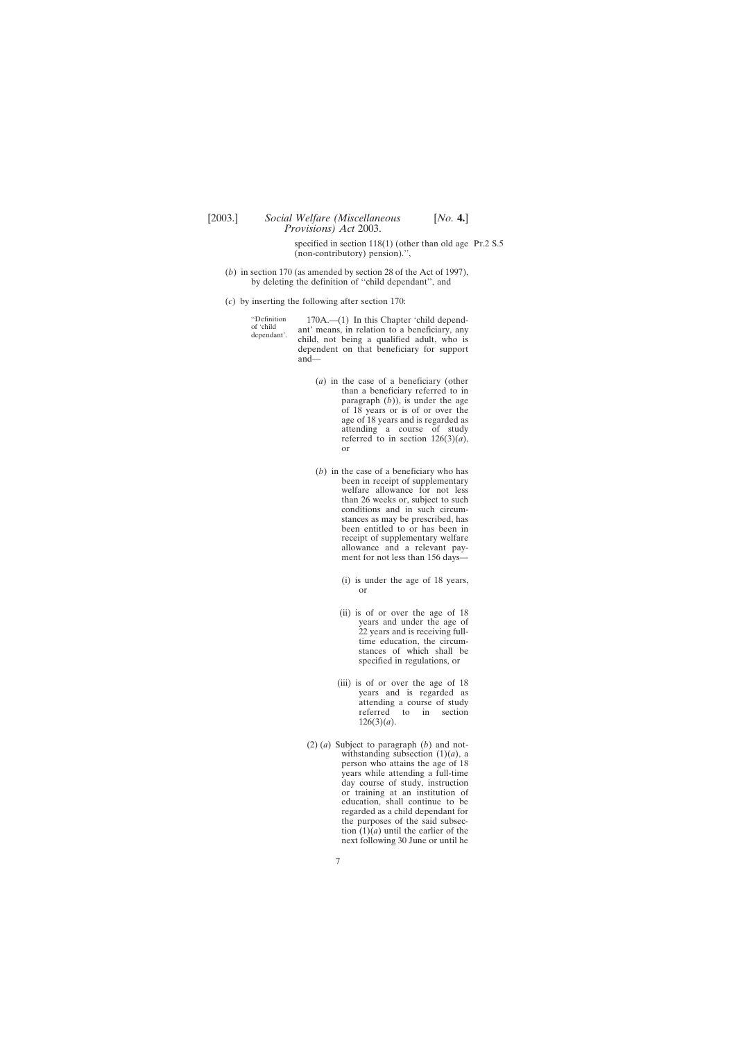specified in section 118(1) (other than old age (non-contributory) pension).'',

(*b*) in section 170 (as amended by section 28 of the Act of 1997), by deleting the definition of ''child dependant'', and

(*c*) by inserting the following after section 170:

''Definition of 'child dependant'.

170A.—(1) In this Chapter 'child dependant' means, in relation to a beneficiary, any child, not being a qualified adult, who is dependent on that beneficiary for support and—

(*a*) in the case of a beneficiary (other than a beneficiary referred to in paragraph (*b*)), is under the age of 18 years or is of or over the age of 18 years and is regarded as attending a course of study referred to in section 126(3)(*a*), or

(*b*) in the case of a beneficiary who has been in receipt of supplementary welfare allowance for not less than 26 weeks or, subject to such conditions and in such circumstances as may be prescribed, has been entitled to or has been in receipt of supplementary welfare allowance and a relevant payment for not less than 156 days—

(i) is under the age of 18 years, or

(ii) is of or over the age of 18 years and under the age of 22 years and is receiving full-time education, the circumstances of which shall be specified in regulations, or

(iii) is of or over the age of 18 years and is regarded as attending a course of study referred to in section 126(3)(*a*).

(2) (*a*) Subject to paragraph (*b*) and notwithstanding subsection (1)(*a*), a person who attains the age of 18 years while attending a full-time day course of study, instruction or training at an institution of education, shall continue to be regarded as a child dependant for the purposes of the said subsection (1)(*a*) until the earlier of the next following 30 June or until he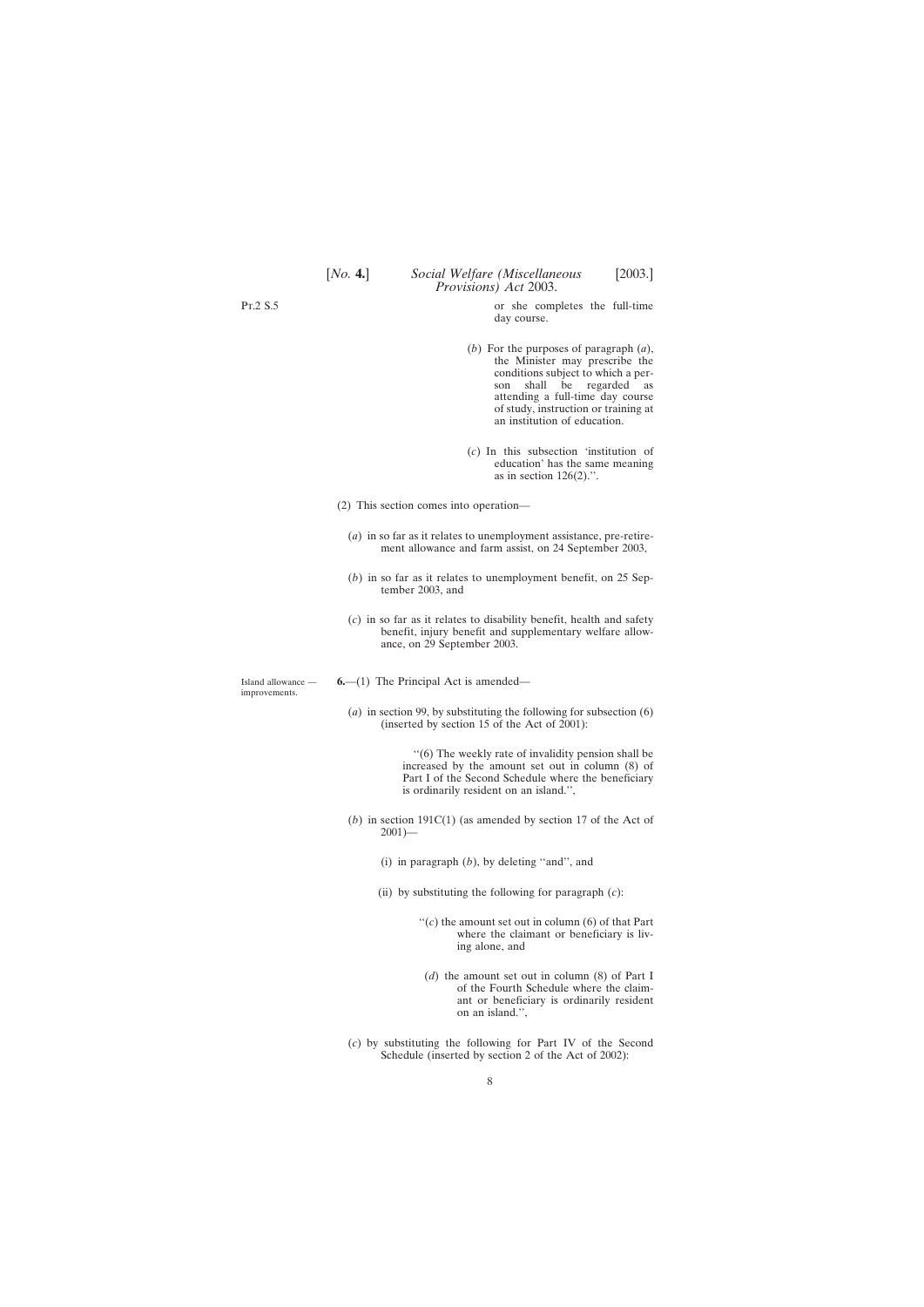or she completes the full-time day course.

(*b*) For the purposes of paragraph (*a*), the Minister may prescribe the conditions subject to which a person shall be regarded as attending a full-time day course of study, instruction or training at an institution of education.

(*c*) In this subsection 'institution of education' has the same meaning as in section 126(2).''.

(2) This section comes into operation—

(*a*) in so far as it relates to unemployment assistance, pre-retirement allowance and farm assist, on 24 September 2003,

(*b*) in so far as it relates to unemployment benefit, on 25 September 2003, and

(*c*) in so far as it relates to disability benefit, health and safety benefit, injury benefit and supplementary welfare allowance, on 29 September 2003.

Island allowance — improvements.

**6.**—(1) The Principal Act is amended—

(*a*) in section 99, by substituting the following for subsection (6) (inserted by section 15 of the Act of 2001):

''(6) The weekly rate of invalidity pension shall be increased by the amount set out in column (8) of Part I of the Second Schedule where the beneficiary is ordinarily resident on an island.'',

(*b*) in section 191C(1) (as amended by section 17 of the Act of 2001)—

(i) in paragraph (*b*), by deleting ''and'', and

(ii) by substituting the following for paragraph (*c*):

''(*c*) the amount set out in column (6) of that Part where the claimant or beneficiary is living alone, and

(*d*) the amount set out in column (8) of Part I of the Fourth Schedule where the claimant or beneficiary is ordinarily resident on an island.'',

(*c*) by substituting the following for Part IV of the Second Schedule (inserted by section 2 of the Act of 2002):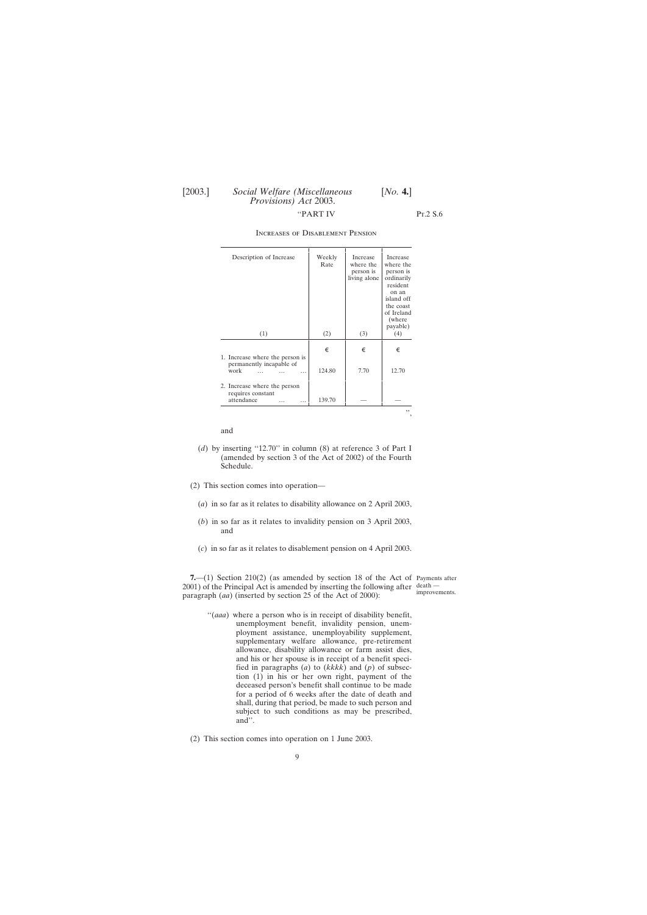"PART IV

Increases of Disablement Pension

| Description of Increase | Weekly Rate | Increase where the person is living alone | Increase where the person is ordinarily resident on an island off the coast of Ireland (where payable) |
|---|---|---|---|
| (1) | (2) | (3) | (4) |
| | € | € | € |
| 1. Increase where the person is permanently incapable of work ... ... ... | 124.80 | 7.70 | 12.70 |
| 2. Increase where the person requires constant attendance ... ... | 139.70 | — | — |

",

and

(*d*) by inserting "12.70" in column (8) at reference 3 of Part I (amended by section 3 of the Act of 2002) of the Fourth Schedule.

(2) This section comes into operation—

(*a*) in so far as it relates to disability allowance on 2 April 2003,

(*b*) in so far as it relates to invalidity pension on 3 April 2003, and

(*c*) in so far as it relates to disablement pension on 4 April 2003.

Payments after death — improvements.

**7.**—(1) Section 210(2) (as amended by section 18 of the Act of 2001) of the Principal Act is amended by inserting the following after paragraph (*aa*) (inserted by section 25 of the Act of 2000):

"(*aaa*) where a person who is in receipt of disability benefit, unemployment benefit, invalidity pension, unemployment assistance, unemployability supplement, supplementary welfare allowance, pre-retirement allowance, disability allowance or farm assist dies, and his or her spouse is in receipt of a benefit specified in paragraphs (*a*) to (*kkkk*) and (*p*) of subsection (1) in his or her own right, payment of the deceased person's benefit shall continue to be made for a period of 6 weeks after the date of death and shall, during that period, be made to such person and subject to such conditions as may be prescribed, and".

(2) This section comes into operation on 1 June 2003.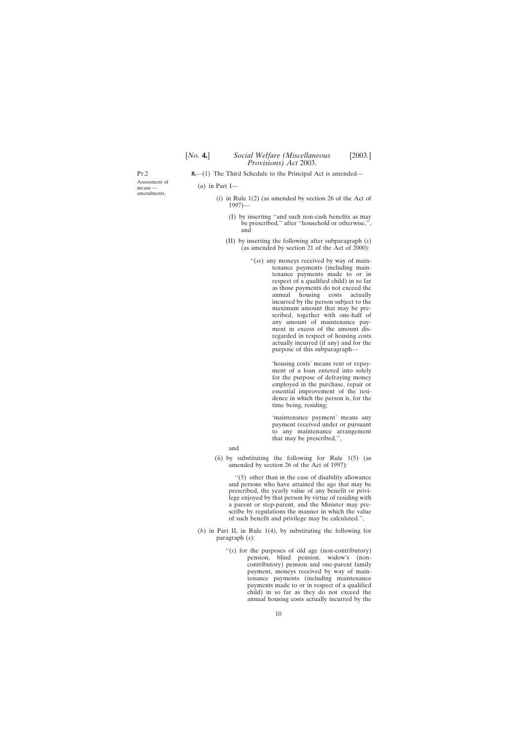Pt.2

Assessment of means — amendments.

**8.**—(1) The Third Schedule to the Principal Act is amended—

(*a*) in Part I—

(i) in Rule 1(2) (as amended by section 26 of the Act of 1997)—

(I) by inserting "and such non-cash benefits as may be prescribed," after "household or otherwise,", and

(II) by inserting the following after subparagraph (*s*) (as amended by section 21 of the Act of 2000):

"(*ss*) any moneys received by way of maintenance payments (including maintenance payments made to or in respect of a qualified child) in so far as those payments do not exceed the annual housing costs actually incurred by the person subject to the maximum amount that may be prescribed, together with one-half of any amount of maintenance payment in excess of the amount disregarded in respect of housing costs actually incurred (if any) and for the purpose of this subparagraph—

'housing costs' means rent or repayment of a loan entered into solely for the purpose of defraying money employed in the purchase, repair or essential improvement of the residence in which the person is, for the time being, residing;

'maintenance payment' means any payment received under or pursuant to any maintenance arrangement that may be prescribed,",

and

(ii) by substituting the following for Rule 1(5) (as amended by section 26 of the Act of 1997):

"(5) other than in the case of disability allowance and persons who have attained the age that may be prescribed, the yearly value of any benefit or privilege enjoyed by that person by virtue of residing with a parent or step-parent, and the Minister may prescribe by regulations the manner in which the value of such benefit and privilege may be calculated.",

(*b*) in Part II, in Rule 1(4), by substituting the following for paragraph (*s*):

"(*s*) for the purposes of old age (non-contributory) pension, blind pension, widow's (non-contributory) pension and one-parent family payment, moneys received by way of maintenance payments (including maintenance payments made to or in respect of a qualified child) in so far as they do not exceed the annual housing costs actually incurred by the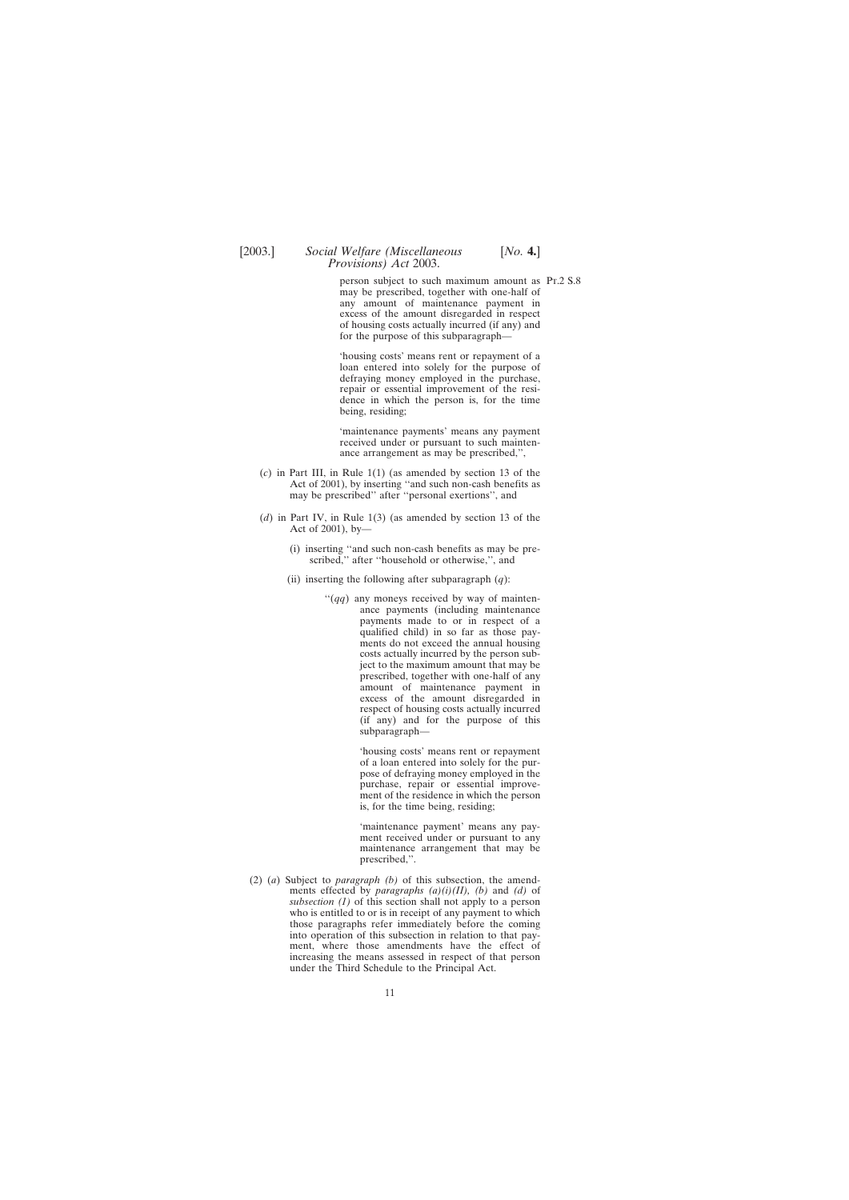person subject to such maximum amount as may be prescribed, together with one-half of any amount of maintenance payment in excess of the amount disregarded in respect of housing costs actually incurred (if any) and for the purpose of this subparagraph—

'housing costs' means rent or repayment of a loan entered into solely for the purpose of defraying money employed in the purchase, repair or essential improvement of the residence in which the person is, for the time being, residing;

'maintenance payments' means any payment received under or pursuant to such maintenance arrangement as may be prescribed,'',

(*c*) in Part III, in Rule 1(1) (as amended by section 13 of the Act of 2001), by inserting ''and such non-cash benefits as may be prescribed'' after ''personal exertions'', and

(*d*) in Part IV, in Rule 1(3) (as amended by section 13 of the Act of 2001), by—

(i) inserting ''and such non-cash benefits as may be prescribed,'' after ''household or otherwise,'', and

(ii) inserting the following after subparagraph (*q*):

''(*qq*) any moneys received by way of maintenance payments (including maintenance payments made to or in respect of a qualified child) in so far as those payments do not exceed the annual housing costs actually incurred by the person subject to the maximum amount that may be prescribed, together with one-half of any amount of maintenance payment in excess of the amount disregarded in respect of housing costs actually incurred (if any) and for the purpose of this subparagraph—

'housing costs' means rent or repayment of a loan entered into solely for the purpose of defraying money employed in the purchase, repair or essential improvement of the residence in which the person is, for the time being, residing;

'maintenance payment' means any payment received under or pursuant to any maintenance arrangement that may be prescribed,''.

(2) (*a*) Subject to *paragraph (b)* of this subsection, the amendments effected by *paragraphs (a)(i)(II), (b)* and *(d)* of *subsection (1)* of this section shall not apply to a person who is entitled to or is in receipt of any payment to which those paragraphs refer immediately before the coming into operation of this subsection in relation to that payment, where those amendments have the effect of increasing the means assessed in respect of that person under the Third Schedule to the Principal Act.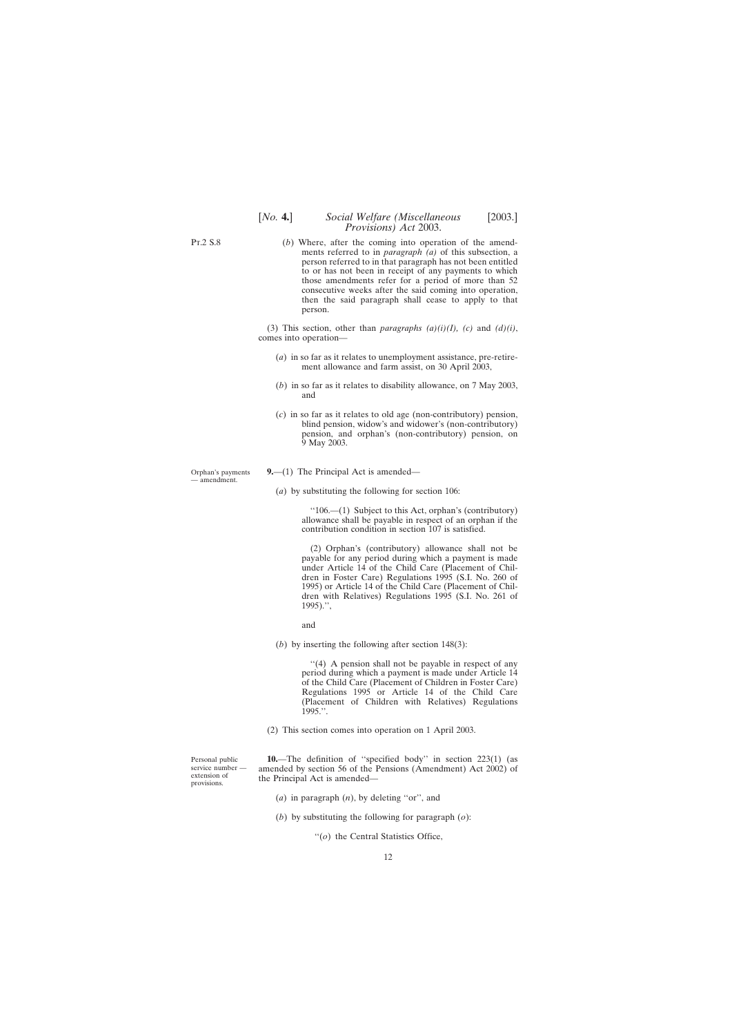(*b*) Where, after the coming into operation of the amendments referred to in *paragraph (a)* of this subsection, a person referred to in that paragraph has not been entitled to or has not been in receipt of any payments to which those amendments refer for a period of more than 52 consecutive weeks after the said coming into operation, then the said paragraph shall cease to apply to that person.

(3) This section, other than *paragraphs (a)(i)(I), (c)* and *(d)(i)*, comes into operation—

(*a*) in so far as it relates to unemployment assistance, pre-retirement allowance and farm assist, on 30 April 2003,

(*b*) in so far as it relates to disability allowance, on 7 May 2003, and

(*c*) in so far as it relates to old age (non-contributory) pension, blind pension, widow's and widower's (non-contributory) pension, and orphan's (non-contributory) pension, on 9 May 2003.

Orphan's payments — amendment.

**9.**—(1) The Principal Act is amended—

(*a*) by substituting the following for section 106:

''106.—(1) Subject to this Act, orphan's (contributory) allowance shall be payable in respect of an orphan if the contribution condition in section 107 is satisfied.

(2) Orphan's (contributory) allowance shall not be payable for any period during which a payment is made under Article 14 of the Child Care (Placement of Children in Foster Care) Regulations 1995 (S.I. No. 260 of 1995) or Article 14 of the Child Care (Placement of Children with Relatives) Regulations 1995 (S.I. No. 261 of 1995).'',

and

(*b*) by inserting the following after section 148(3):

''(4) A pension shall not be payable in respect of any period during which a payment is made under Article 14 of the Child Care (Placement of Children in Foster Care) Regulations 1995 or Article 14 of the Child Care (Placement of Children with Relatives) Regulations 1995.''.

(2) This section comes into operation on 1 April 2003.

Personal public service number — extension of provisions.

**10.**—The definition of ''specified body'' in section 223(1) (as amended by section 56 of the Pensions (Amendment) Act 2002) of the Principal Act is amended—

(*a*) in paragraph (*n*), by deleting ''or'', and

(*b*) by substituting the following for paragraph (*o*):

''(*o*) the Central Statistics Office,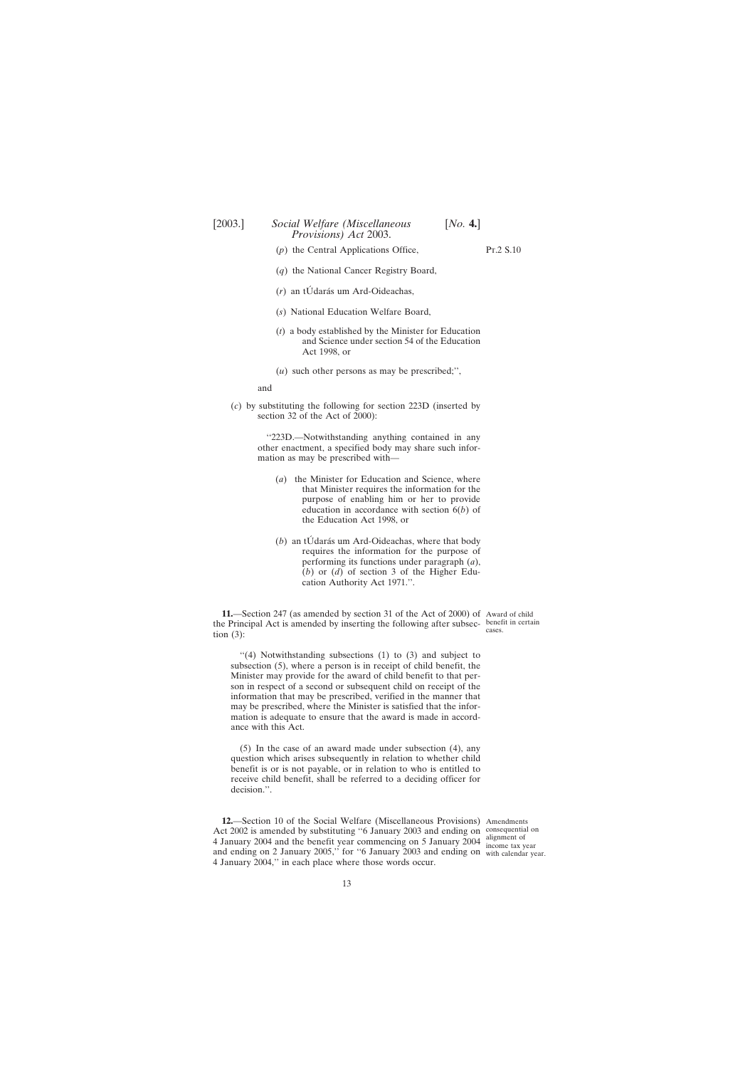(*p*) the Central Applications Office,

(*q*) the National Cancer Registry Board,

(*r*) an tÚdarás um Ard-Oideachas,

(*s*) National Education Welfare Board,

(*t*) a body established by the Minister for Education and Science under section 54 of the Education Act 1998, or

(*u*) such other persons as may be prescribed;'',

and

(*c*) by substituting the following for section 223D (inserted by section 32 of the Act of 2000):

> ''223D.—Notwithstanding anything contained in any other enactment, a specified body may share such information as may be prescribed with—
>
> (*a*) the Minister for Education and Science, where that Minister requires the information for the purpose of enabling him or her to provide education in accordance with section 6(*b*) of the Education Act 1998, or
>
> (*b*) an tÚdarás um Ard-Oideachas, where that body requires the information for the purpose of performing its functions under paragraph (*a*), (*b*) or (*d*) of section 3 of the Higher Education Authority Act 1971.''.

Award of child benefit in certain cases.

**11.**—Section 247 (as amended by section 31 of the Act of 2000) of the Principal Act is amended by inserting the following after subsection (3):

> ''(4) Notwithstanding subsections (1) to (3) and subject to subsection (5), where a person is in receipt of child benefit, the Minister may provide for the award of child benefit to that person in respect of a second or subsequent child on receipt of the information that may be prescribed, verified in the manner that may be prescribed, where the Minister is satisfied that the information is adequate to ensure that the award is made in accordance with this Act.
>
> (5) In the case of an award made under subsection (4), any question which arises subsequently in relation to whether child benefit is or is not payable, or in relation to who is entitled to receive child benefit, shall be referred to a deciding officer for decision.''.

Amendments consequential on alignment of income tax year with calendar year.

**12.**—Section 10 of the Social Welfare (Miscellaneous Provisions) Act 2002 is amended by substituting ''6 January 2003 and ending on 4 January 2004 and the benefit year commencing on 5 January 2004 and ending on 2 January 2005,'' for ''6 January 2003 and ending on 4 January 2004,'' in each place where those words occur.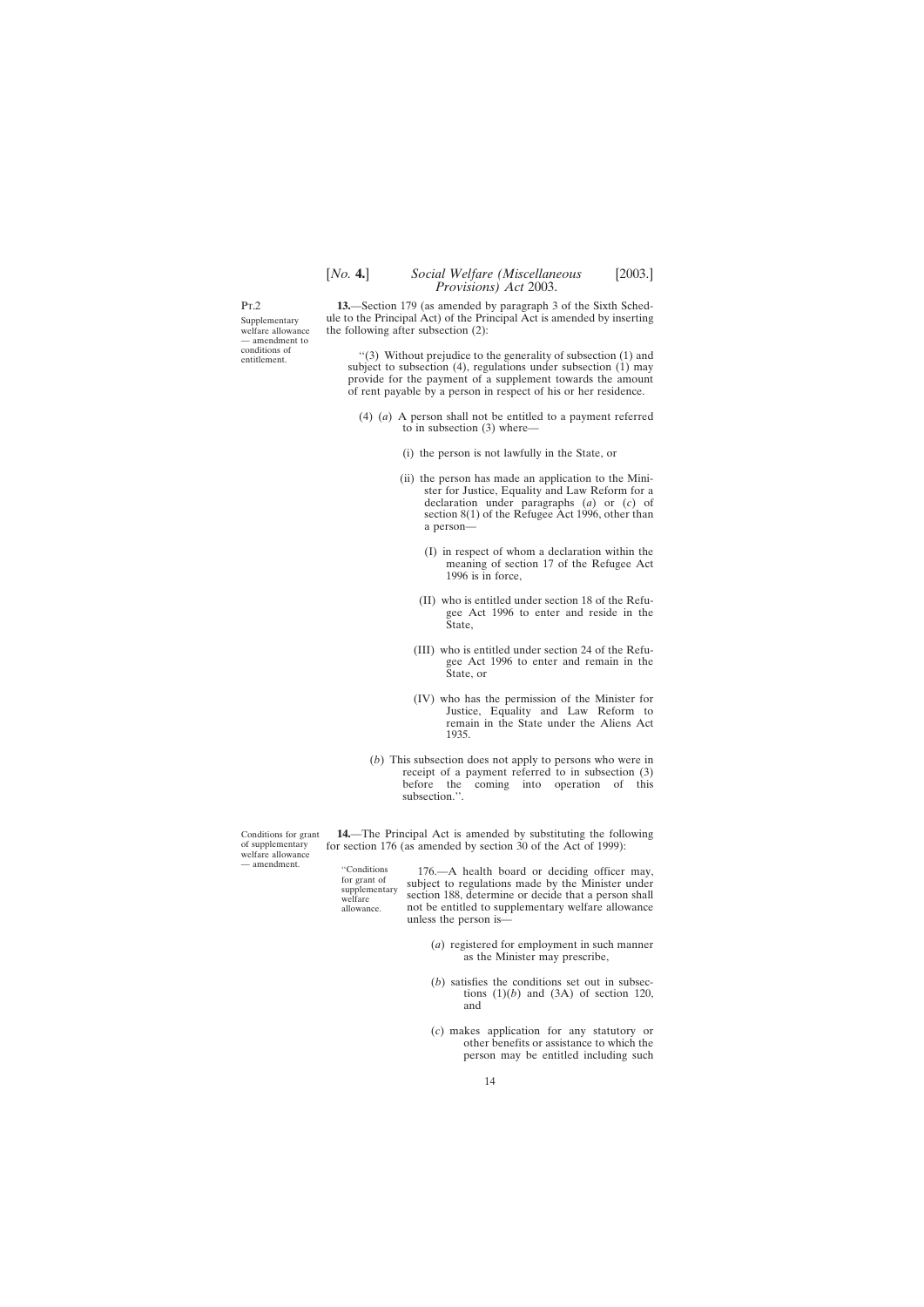Pt.2

Supplementary welfare allowance — amendment to conditions of entitlement.

**13.**—Section 179 (as amended by paragraph 3 of the Sixth Schedule to the Principal Act) of the Principal Act is amended by inserting the following after subsection (2):

"(3) Without prejudice to the generality of subsection (1) and subject to subsection (4), regulations under subsection (1) may provide for the payment of a supplement towards the amount of rent payable by a person in respect of his or her residence.

(4) (*a*) A person shall not be entitled to a payment referred to in subsection (3) where—

(i) the person is not lawfully in the State, or

(ii) the person has made an application to the Minister for Justice, Equality and Law Reform for a declaration under paragraphs (*a*) or (*c*) of section 8(1) of the Refugee Act 1996, other than a person—

(I) in respect of whom a declaration within the meaning of section 17 of the Refugee Act 1996 is in force,

(II) who is entitled under section 18 of the Refugee Act 1996 to enter and reside in the State,

(III) who is entitled under section 24 of the Refugee Act 1996 to enter and remain in the State, or

(IV) who has the permission of the Minister for Justice, Equality and Law Reform to remain in the State under the Aliens Act 1935.

(*b*) This subsection does not apply to persons who were in receipt of a payment referred to in subsection (3) before the coming into operation of this subsection.".

Conditions for grant of supplementary welfare allowance — amendment.

**14.**—The Principal Act is amended by substituting the following for section 176 (as amended by section 30 of the Act of 1999):

"Conditions for grant of supplementary welfare allowance.

176.—A health board or deciding officer may, subject to regulations made by the Minister under section 188, determine or decide that a person shall not be entitled to supplementary welfare allowance unless the person is—

(*a*) registered for employment in such manner as the Minister may prescribe,

(*b*) satisfies the conditions set out in subsections (1)(*b*) and (3A) of section 120, and

(*c*) makes application for any statutory or other benefits or assistance to which the person may be entitled including such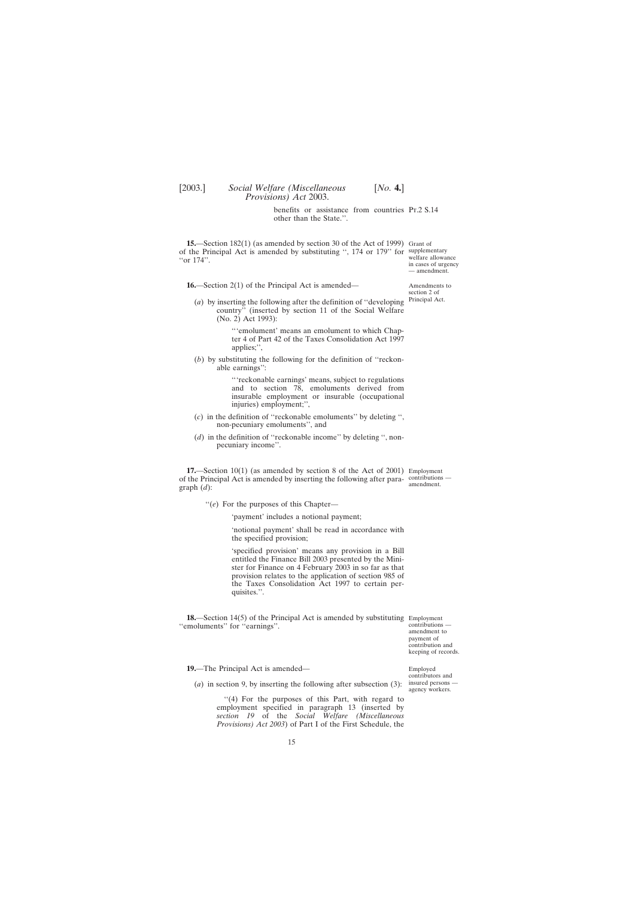benefits or assistance from countries other than the State.''.

**15.**—Section 182(1) (as amended by section 30 of the Act of 1999) of the Principal Act is amended by substituting '', 174 or 179'' for ''or 174''.

Grant of supplementary welfare allowance in cases of urgency — amendment.

**16.**—Section 2(1) of the Principal Act is amended—

Amendments to section 2 of Principal Act.

(*a*) by inserting the following after the definition of ''developing country'' (inserted by section 11 of the Social Welfare (No. 2) Act 1993):

> '''emolument' means an emolument to which Chapter 4 of Part 42 of the Taxes Consolidation Act 1997 applies;'',

(*b*) by substituting the following for the definition of ''reckonable earnings'':

> '''reckonable earnings' means, subject to regulations and to section 78, emoluments derived from insurable employment or insurable (occupational injuries) employment;'',

(*c*) in the definition of ''reckonable emoluments'' by deleting '', non-pecuniary emoluments'', and

(*d*) in the definition of ''reckonable income'' by deleting '', non-pecuniary income''.

**17.**—Section 10(1) (as amended by section 8 of the Act of 2001) of the Principal Act is amended by inserting the following after paragraph (*d*):

Employment contributions — amendment.

> ''(*e*) For the purposes of this Chapter—
>
> 'payment' includes a notional payment;
>
> 'notional payment' shall be read in accordance with the specified provision;
>
> 'specified provision' means any provision in a Bill entitled the Finance Bill 2003 presented by the Minister for Finance on 4 February 2003 in so far as that provision relates to the application of section 985 of the Taxes Consolidation Act 1997 to certain perquisites.''.

**18.**—Section 14(5) of the Principal Act is amended by substituting ''emoluments'' for ''earnings''.

Employment contributions — amendment to payment of contribution and keeping of records.

**19.**—The Principal Act is amended—

Employed contributors and insured persons — agency workers.

(*a*) in section 9, by inserting the following after subsection (3):

> ''(4) For the purposes of this Part, with regard to employment specified in paragraph 13 (inserted by *section 19* of the *Social Welfare (Miscellaneous Provisions) Act 2003*) of Part I of the First Schedule, the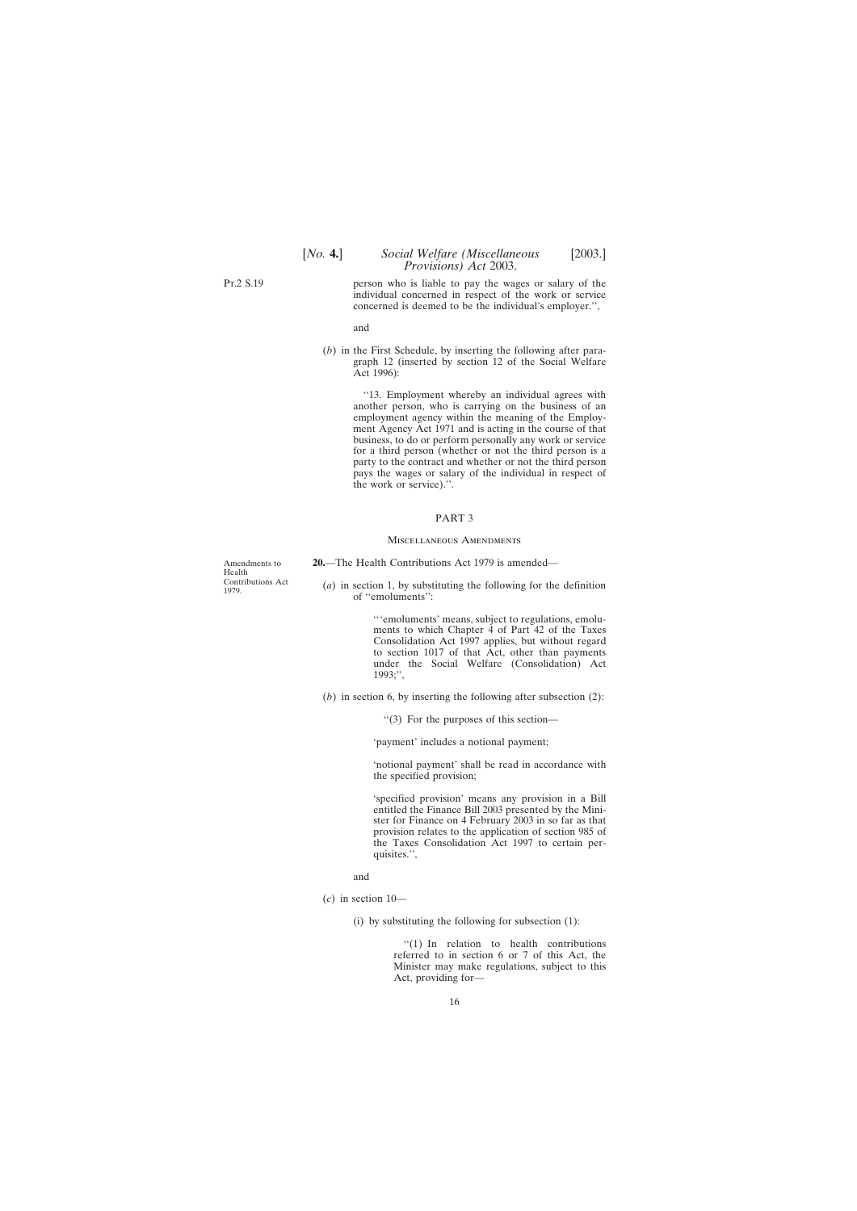person who is liable to pay the wages or salary of the individual concerned in respect of the work or service concerned is deemed to be the individual's employer.'',

and

(*b*) in the First Schedule, by inserting the following after paragraph 12 (inserted by section 12 of the Social Welfare Act 1996):

''13. Employment whereby an individual agrees with another person, who is carrying on the business of an employment agency within the meaning of the Employment Agency Act 1971 and is acting in the course of that business, to do or perform personally any work or service for a third person (whether or not the third person is a party to the contract and whether or not the third person pays the wages or salary of the individual in respect of the work or service).''.

## PART 3

### Miscellaneous Amendments

Amendments to Health Contributions Act 1979.

**20.**—The Health Contributions Act 1979 is amended—

(*a*) in section 1, by substituting the following for the definition of ''emoluments'':

'''emoluments' means, subject to regulations, emoluments to which Chapter 4 of Part 42 of the Taxes Consolidation Act 1997 applies, but without regard to section 1017 of that Act, other than payments under the Social Welfare (Consolidation) Act 1993;'',

(*b*) in section 6, by inserting the following after subsection (2):

''(3) For the purposes of this section—

'payment' includes a notional payment;

'notional payment' shall be read in accordance with the specified provision;

'specified provision' means any provision in a Bill entitled the Finance Bill 2003 presented by the Minister for Finance on 4 February 2003 in so far as that provision relates to the application of section 985 of the Taxes Consolidation Act 1997 to certain perquisites.'',

and

(*c*) in section 10—

(i) by substituting the following for subsection (1):

''(1) In relation to health contributions referred to in section 6 or 7 of this Act, the Minister may make regulations, subject to this Act, providing for—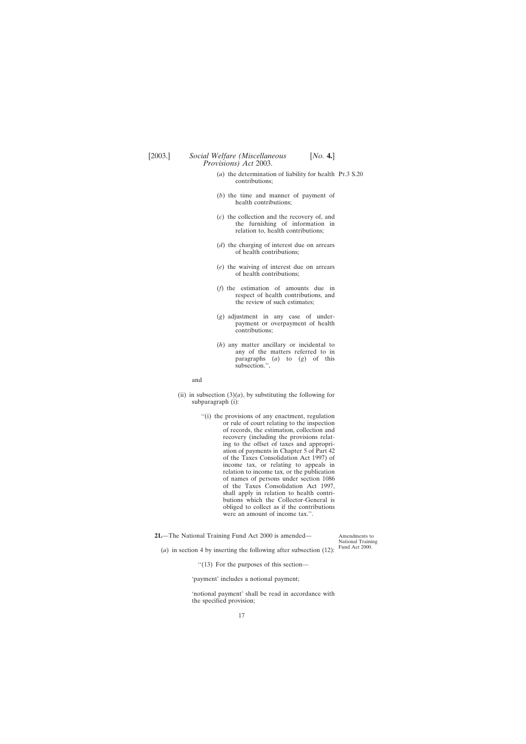(*a*) the determination of liability for health contributions;

(*b*) the time and manner of payment of health contributions;

(*c*) the collection and the recovery of, and the furnishing of information in relation to, health contributions;

(*d*) the charging of interest due on arrears of health contributions;

(*e*) the waiving of interest due on arrears of health contributions;

(*f*) the estimation of amounts due in respect of health contributions, and the review of such estimates;

(*g*) adjustment in any case of under-payment or overpayment of health contributions;

(*h*) any matter ancillary or incidental to any of the matters referred to in paragraphs (*a*) to (*g*) of this subsection.'',

and

(ii) in subsection (3)(*a*), by substituting the following for subparagraph (i):

''(i) the provisions of any enactment, regulation or rule of court relating to the inspection of records, the estimation, collection and recovery (including the provisions relating to the offset of taxes and appropriation of payments in Chapter 5 of Part 42 of the Taxes Consolidation Act 1997) of income tax, or relating to appeals in relation to income tax, or the publication of names of persons under section 1086 of the Taxes Consolidation Act 1997, shall apply in relation to health contributions which the Collector-General is obliged to collect as if the contributions were an amount of income tax.''.

**21.**—The National Training Fund Act 2000 is amended—

Amendments to National Training Fund Act 2000.

(*a*) in section 4 by inserting the following after subsection (12):

''(13) For the purposes of this section—

'payment' includes a notional payment;

'notional payment' shall be read in accordance with the specified provision;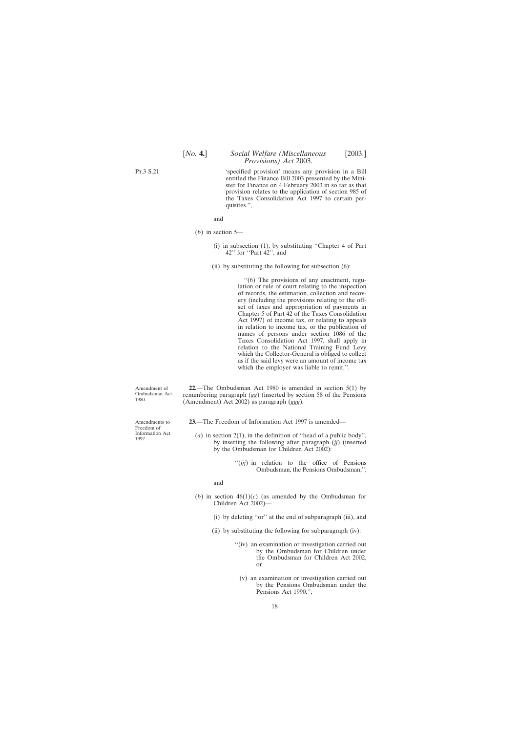'specified provision' means any provision in a Bill entitled the Finance Bill 2003 presented by the Minister for Finance on 4 February 2003 in so far as that provision relates to the application of section 985 of the Taxes Consolidation Act 1997 to certain perquisites.'',

and

(*b*) in section 5—

(i) in subsection (1), by substituting ''Chapter 4 of Part 42'' for ''Part 42'', and

(ii) by substituting the following for subsection (6):

''(6) The provisions of any enactment, regulation or rule of court relating to the inspection of records, the estimation, collection and recovery (including the provisions relating to the offset of taxes and appropriation of payments in Chapter 5 of Part 42 of the Taxes Consolidation Act 1997) of income tax, or relating to appeals in relation to income tax, or the publication of names of persons under section 1086 of the Taxes Consolidation Act 1997, shall apply in relation to the National Training Fund Levy which the Collector-General is obliged to collect as if the said levy were an amount of income tax which the employer was liable to remit.''.

Amendment of Ombudsman Act 1980.

**22.**—The Ombudsman Act 1980 is amended in section 5(1) by renumbering paragraph (*gg*) (inserted by section 58 of the Pensions (Amendment) Act 2002) as paragraph (*ggg*).

Amendments to Freedom of Information Act 1997.

**23.**—The Freedom of Information Act 1997 is amended—

(*a*) in section 2(1), in the definition of ''head of a public body'', by inserting the following after paragraph (*jj*) (inserted by the Ombudsman for Children Act 2002):

''(*jjj*) in relation to the office of Pensions Ombudsman, the Pensions Ombudsman,'',

and

(*b*) in section 46(1)(*c*) (as amended by the Ombudsman for Children Act 2002)—

(i) by deleting ''or'' at the end of subparagraph (iii), and

(ii) by substituting the following for subparagraph (iv):

''(iv) an examination or investigation carried out by the Ombudsman for Children under the Ombudsman for Children Act 2002, or

(v) an examination or investigation carried out by the Pensions Ombudsman under the Pensions Act 1990,'',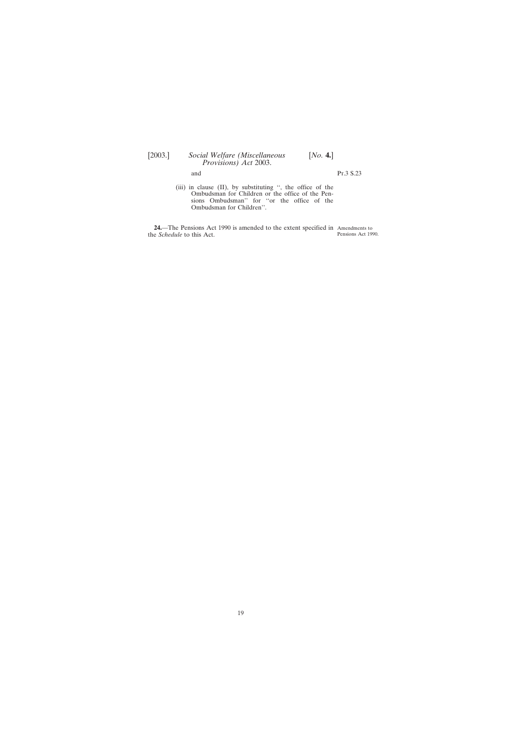and

(iii) in clause (II), by substituting '', the office of the Ombudsman for Children or the office of the Pensions Ombudsman'' for ''or the office of the Ombudsman for Children''.

**24.**—The Pensions Act 1990 is amended to the extent specified in the *Schedule* to this Act.

Amendments to Pensions Act 1990.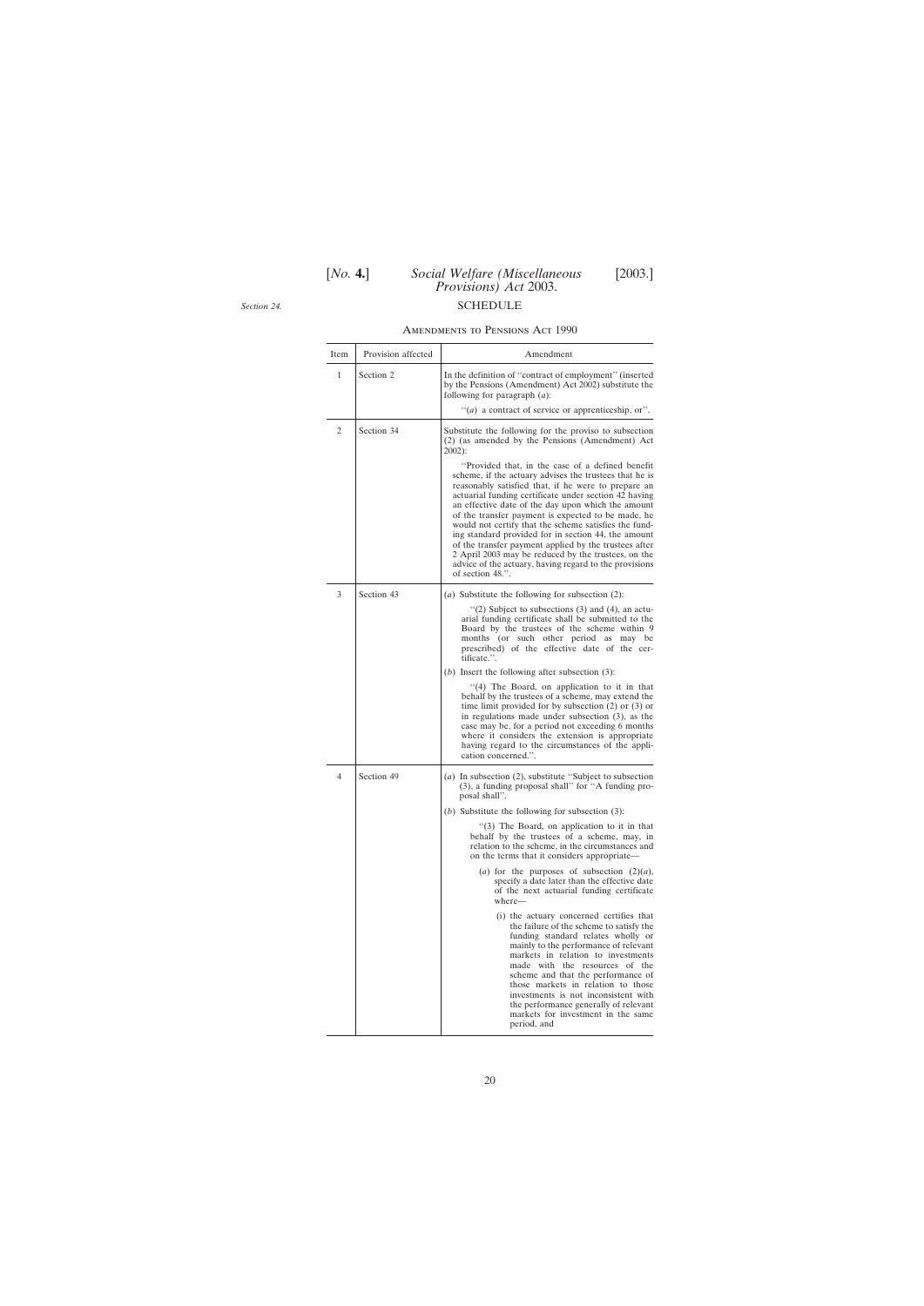*Section 24.*

SCHEDULE

Amendments to Pensions Act 1990

| Item | Provision affected | Amendment |
|---|---|---|
| 1 | Section 2 | In the definition of "contract of employment" (inserted by the Pensions (Amendment) Act 2002) substitute the following for paragraph (*a*): "(*a*) a contract of service or apprenticeship, or". |
| 2 | Section 34 | Substitute the following for the proviso to subsection (2) (as amended by the Pensions (Amendment) Act 2002): "Provided that, in the case of a defined benefit scheme, if the actuary advises the trustees that he is reasonably satisfied that, if he were to prepare an actuarial funding certificate under section 42 having an effective date of the day upon which the amount of the transfer payment is expected to be made, he would not certify that the scheme satisfies the funding standard provided for in section 44, the amount of the transfer payment applied by the trustees after 2 April 2003 may be reduced by the trustees, on the advice of the actuary, having regard to the provisions of section 48.". |
| 3 | Section 43 | (*a*) Substitute the following for subsection (2): "(2) Subject to subsections (3) and (4), an actuarial funding certificate shall be submitted to the Board by the trustees of the scheme within 9 months (or such other period as may be prescribed) of the effective date of the certificate.". (*b*) Insert the following after subsection (3): "(4) The Board, on application to it in that behalf by the trustees of a scheme, may extend the time limit provided for by subsection (2) or (3) or in regulations made under subsection (3), as the case may be, for a period not exceeding 6 months where it considers the extension is appropriate having regard to the circumstances of the application concerned.". |
| 4 | Section 49 | (*a*) In subsection (2), substitute "Subject to subsection (3), a funding proposal shall" for "A funding proposal shall". (*b*) Substitute the following for subsection (3): "(3) The Board, on application to it in that behalf by the trustees of a scheme, may, in relation to the scheme, in the circumstances and on the terms that it considers appropriate— (*a*) for the purposes of subsection (2)(*a*), specify a date later than the effective date of the next actuarial funding certificate where— (i) the actuary concerned certifies that the failure of the scheme to satisfy the funding standard relates wholly or mainly to the performance of relevant markets in relation to investments made with the resources of the scheme and that the performance of those markets in relation to those investments is not inconsistent with the performance generally of relevant markets for investment in the same period, and |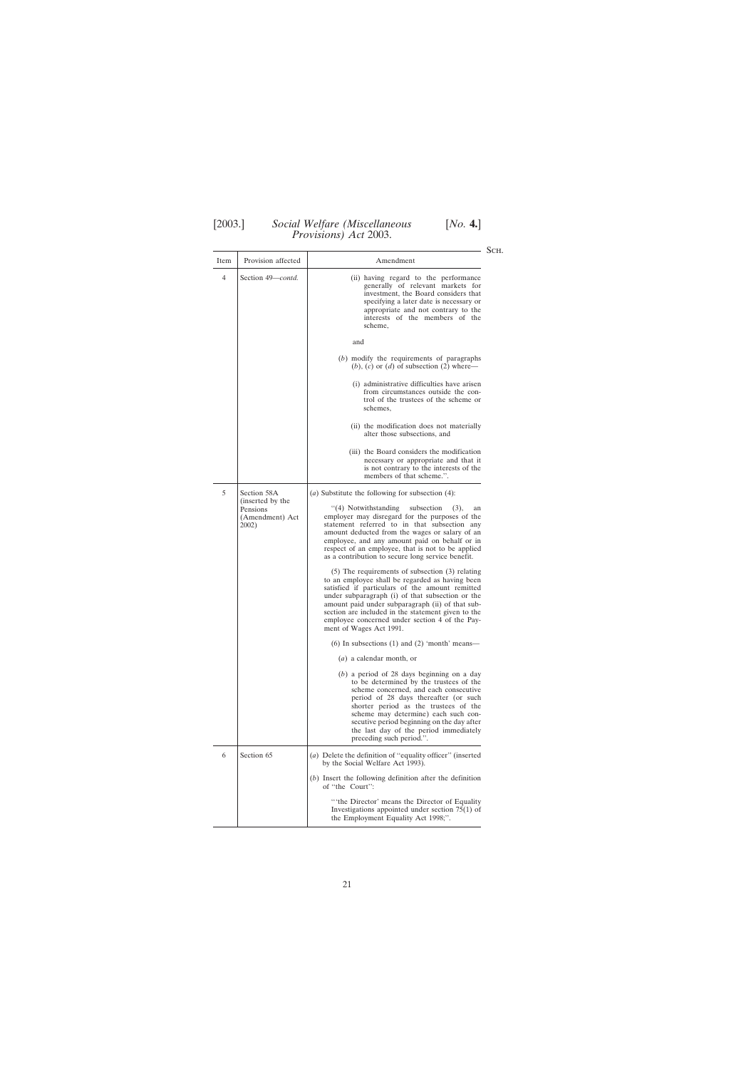| Item | Provision affected | Amendment |
|---|---|---|
| 4 | Section 49—*contd.* | (ii) having regard to the performance generally of relevant markets for investment, the Board considers that specifying a later date is necessary or appropriate and not contrary to the interests of the members of the scheme,<br><br>and<br><br>(*b*) modify the requirements of paragraphs (*b*), (*c*) or (*d*) of subsection (2) where—<br><br>(i) administrative difficulties have arisen from circumstances outside the control of the trustees of the scheme or schemes,<br><br>(ii) the modification does not materially alter those subsections, and<br><br>(iii) the Board considers the modification necessary or appropriate and that it is not contrary to the interests of the members of that scheme.''. |
| 5 | Section 58A (inserted by the Pensions (Amendment) Act 2002) | (*a*) Substitute the following for subsection (4):<br><br>''(4) Notwithstanding subsection (3), an employer may disregard for the purposes of the statement referred to in that subsection any amount deducted from the wages or salary of an employee, and any amount paid on behalf or in respect of an employee, that is not to be applied as a contribution to secure long service benefit.<br><br>(5) The requirements of subsection (3) relating to an employee shall be regarded as having been satisfied if particulars of the amount remitted under subparagraph (i) of that subsection or the amount paid under subparagraph (ii) of that subsection are included in the statement given to the employee concerned under section 4 of the Payment of Wages Act 1991.<br><br>(6) In subsections (1) and (2) 'month' means—<br><br>(*a*) a calendar month, or<br><br>(*b*) a period of 28 days beginning on a day to be determined by the trustees of the scheme concerned, and each consecutive period of 28 days thereafter (or such shorter period as the trustees of the scheme may determine) each such consecutive period beginning on the day after the last day of the period immediately preceding such period.''. |
| 6 | Section 65 | (*a*) Delete the definition of ''equality officer'' (inserted by the Social Welfare Act 1993).<br><br>(*b*) Insert the following definition after the definition of ''the Court'':<br><br>'''the Director' means the Director of Equality Investigations appointed under section 75(1) of the Employment Equality Act 1998;''. |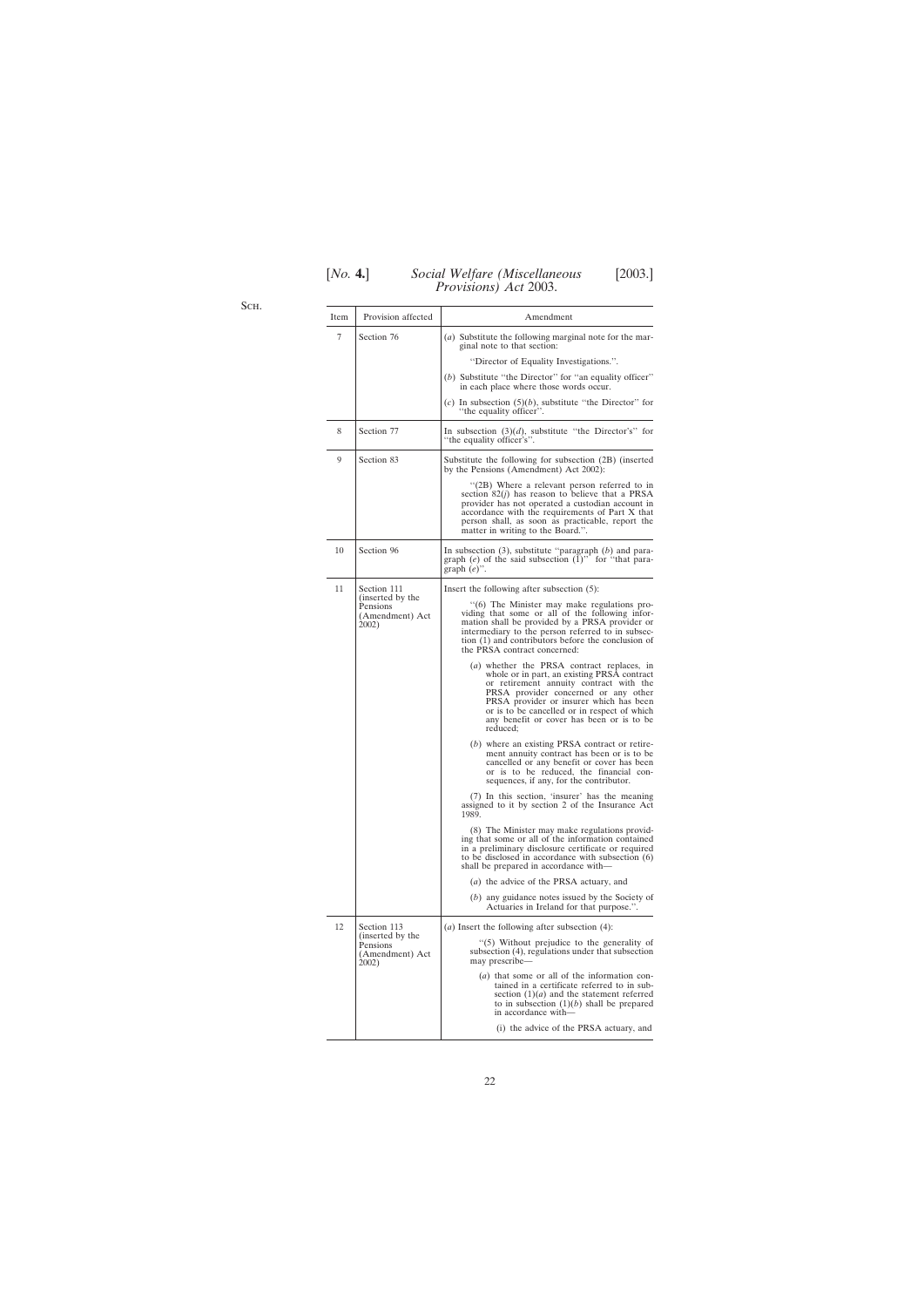| Item | Provision affected | Amendment |
|---|---|---|
| 7 | Section 76 | (*a*) Substitute the following marginal note for the marginal note to that section:<br><br>''Director of Equality Investigations.''.<br><br>(*b*) Substitute ''the Director'' for ''an equality officer'' in each place where those words occur.<br><br>(*c*) In subsection (5)(*b*), substitute ''the Director'' for ''the equality officer''. |
| 8 | Section 77 | In subsection (3)(*d*), substitute ''the Director's'' for ''the equality officer's''. |
| 9 | Section 83 | Substitute the following for subsection (2B) (inserted by the Pensions (Amendment) Act 2002):<br><br>''(2B) Where a relevant person referred to in section 82(*j*) has reason to believe that a PRSA provider has not operated a custodian account in accordance with the requirements of Part X that person shall, as soon as practicable, report the matter in writing to the Board.''. |
| 10 | Section 96 | In subsection (3), substitute ''paragraph (*b*) and paragraph (*e*) of the said subsection (1)'' for ''that paragraph (*e*)''. |
| 11 | Section 111 (inserted by the Pensions (Amendment) Act 2002) | Insert the following after subsection (5):<br><br>''(6) The Minister may make regulations providing that some or all of the following information shall be provided by a PRSA provider or intermediary to the person referred to in subsection (1) and contributors before the conclusion of the PRSA contract concerned:<br><br>(*a*) whether the PRSA contract replaces, in whole or in part, an existing PRSA contract or retirement annuity contract with the PRSA provider concerned or any other PRSA provider or insurer which has been or is to be cancelled or in respect of which any benefit or cover has been or is to be reduced;<br><br>(*b*) where an existing PRSA contract or retirement annuity contract has been or is to be cancelled or any benefit or cover has been or is to be reduced, the financial consequences, if any, for the contributor.<br><br>(7) In this section, 'insurer' has the meaning assigned to it by section 2 of the Insurance Act 1989.<br><br>(8) The Minister may make regulations providing that some or all of the information contained in a preliminary disclosure certificate or required to be disclosed in accordance with subsection (6) shall be prepared in accordance with—<br><br>(*a*) the advice of the PRSA actuary, and<br><br>(*b*) any guidance notes issued by the Society of Actuaries in Ireland for that purpose.''. |
| 12 | Section 113 (inserted by the Pensions (Amendment) Act 2002) | (*a*) Insert the following after subsection (4):<br><br>''(5) Without prejudice to the generality of subsection (4), regulations under that subsection may prescribe—<br><br>(*a*) that some or all of the information contained in a certificate referred to in subsection (1)(*a*) and the statement referred to in subsection (1)(*b*) shall be prepared in accordance with—<br><br>(i) the advice of the PRSA actuary, and |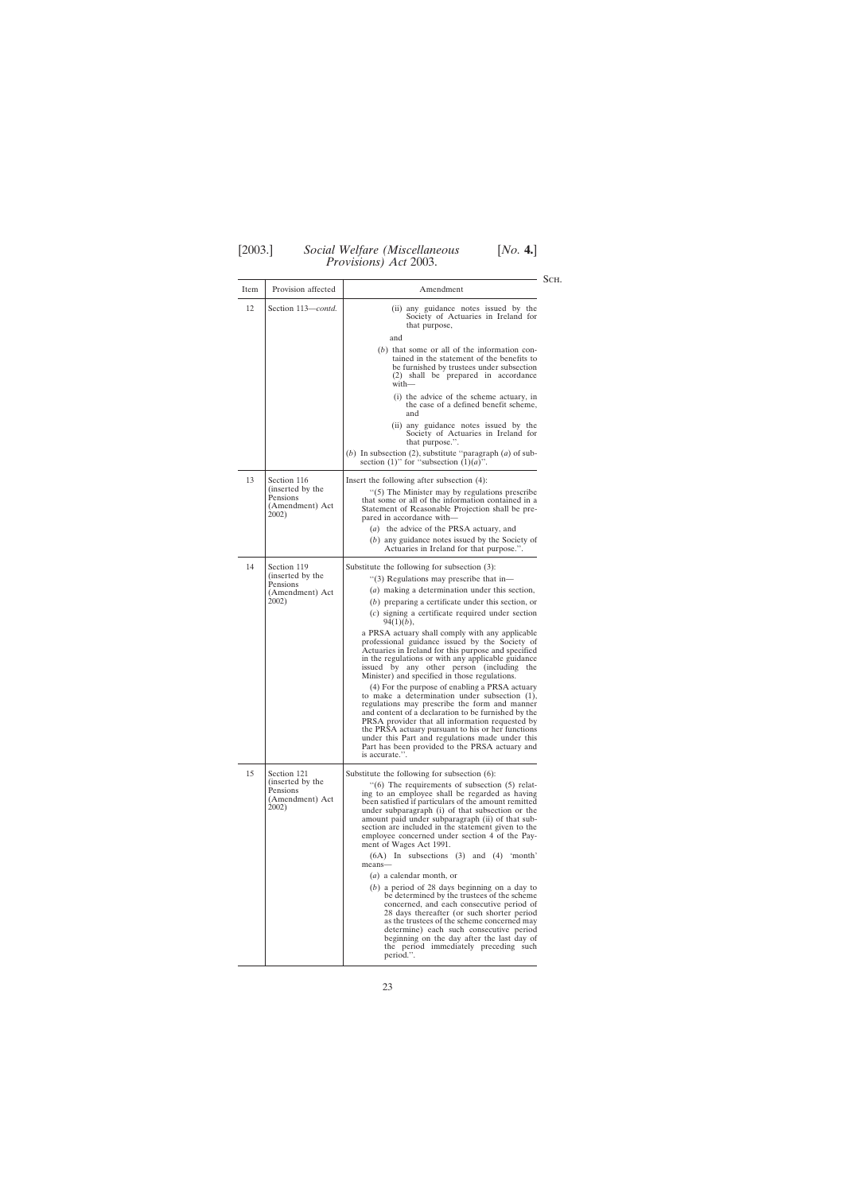| Item | Provision affected | Amendment |
|---|---|---|
| 12 | Section 113—*contd.* | (ii) any guidance notes issued by the Society of Actuaries in Ireland for that purpose,<br><br>and<br><br>(*b*) that some or all of the information contained in the statement of the benefits to be furnished by trustees under subsection (2) shall be prepared in accordance with—<br><br>(i) the advice of the scheme actuary, in the case of a defined benefit scheme, and<br><br>(ii) any guidance notes issued by the Society of Actuaries in Ireland for that purpose.''.<br><br>(*b*) In subsection (2), substitute ''paragraph (*a*) of subsection (1)'' for ''subsection (1)(*a*)''. |
| 13 | Section 116 (inserted by the Pensions (Amendment) Act 2002) | Insert the following after subsection (4):<br><br>''(5) The Minister may by regulations prescribe that some or all of the information contained in a Statement of Reasonable Projection shall be prepared in accordance with—<br><br>(*a*) the advice of the PRSA actuary, and<br><br>(*b*) any guidance notes issued by the Society of Actuaries in Ireland for that purpose.''. |
| 14 | Section 119 (inserted by the Pensions (Amendment) Act 2002) | Substitute the following for subsection (3):<br><br>''(3) Regulations may prescribe that in—<br><br>(*a*) making a determination under this section,<br><br>(*b*) preparing a certificate under this section, or<br><br>(*c*) signing a certificate required under section 94(1)(*b*),<br><br>a PRSA actuary shall comply with any applicable professional guidance issued by the Society of Actuaries in Ireland for this purpose and specified in the regulations or with any applicable guidance issued by any other person (including the Minister) and specified in those regulations.<br><br>(4) For the purpose of enabling a PRSA actuary to make a determination under subsection (1), regulations may prescribe the form and manner and content of a declaration to be furnished by the PRSA provider that all information requested by the PRSA actuary pursuant to his or her functions under this Part and regulations made under this Part has been provided to the PRSA actuary and is accurate.''. |
| 15 | Section 121 (inserted by the Pensions (Amendment) Act 2002) | Substitute the following for subsection (6):<br><br>''(6) The requirements of subsection (5) relating to an employee shall be regarded as having been satisfied if particulars of the amount remitted under subparagraph (i) of that subsection or the amount paid under subparagraph (ii) of that subsection are included in the statement given to the employee concerned under section 4 of the Payment of Wages Act 1991.<br><br>(6A) In subsections (3) and (4) 'month' means—<br><br>(*a*) a calendar month, or<br><br>(*b*) a period of 28 days beginning on a day to be determined by the trustees of the scheme concerned, and each consecutive period of 28 days thereafter (or such shorter period as the trustees of the scheme concerned may determine) each such consecutive period beginning on the day after the last day of the period immediately preceding such period.''. |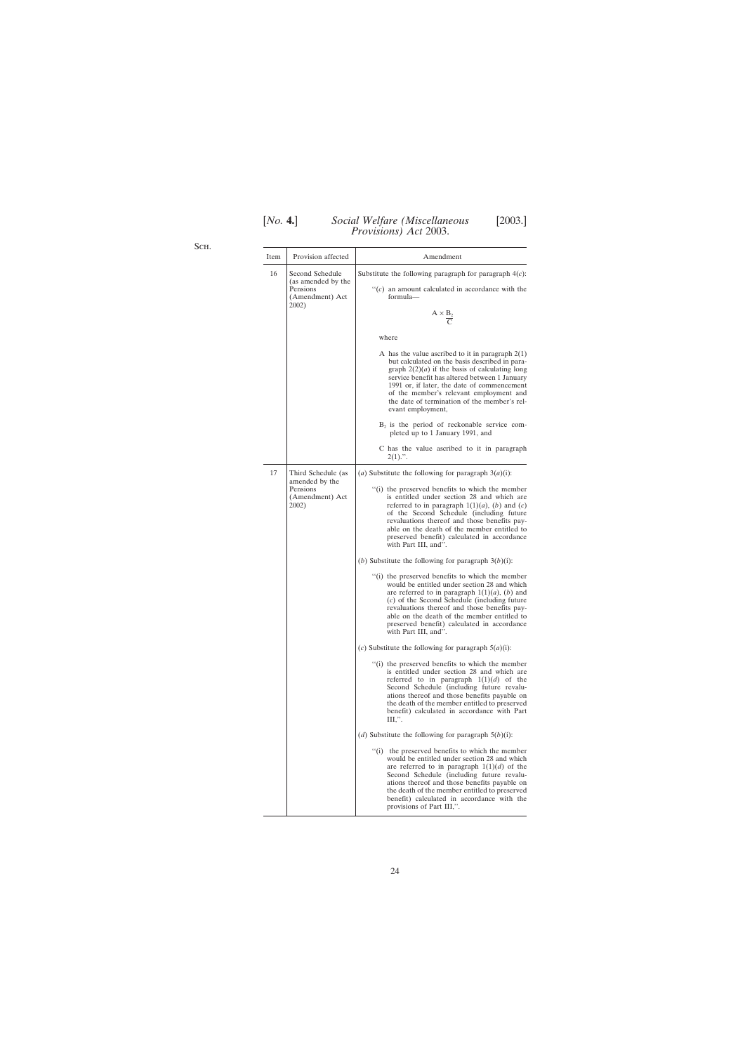Sch.

| Item | Provision affected | Amendment |
| --- | --- | --- |
| 16 | Second Schedule (as amended by the Pensions (Amendment) Act 2002) | Substitute the following paragraph for paragraph 4(*c*): ‘‘(*c*) an amount calculated in accordance with the formula— $$A \times \frac{B_2}{C}$$ where A has the value ascribed to it in paragraph 2(1) but calculated on the basis described in paragraph 2(2)(*a*) if the basis of calculating long service benefit has altered between 1 January 1991 or, if later, the date of commencement of the member's relevant employment and the date of termination of the member's relevant employment, $B_2$ is the period of reckonable service completed up to 1 January 1991, and C has the value ascribed to it in paragraph 2(1).’’. |
| 17 | Third Schedule (as amended by the Pensions (Amendment) Act 2002) | (*a*) Substitute the following for paragraph 3(*a*)(i): ‘‘(i) the preserved benefits to which the member is entitled under section 28 and which are referred to in paragraph 1(1)(*a*), (*b*) and (*c*) of the Second Schedule (including future revaluations thereof and those benefits payable on the death of the member entitled to preserved benefit) calculated in accordance with Part III, and’’. (*b*) Substitute the following for paragraph 3(*b*)(i): ‘‘(i) the preserved benefits to which the member would be entitled under section 28 and which are referred to in paragraph 1(1)(*a*), (*b*) and (*c*) of the Second Schedule (including future revaluations thereof and those benefits payable on the death of the member entitled to preserved benefit) calculated in accordance with Part III, and’’. (*c*) Substitute the following for paragraph 5(*a*)(i): ‘‘(i) the preserved benefits to which the member is entitled under section 28 and which are referred to in paragraph 1(1)(*d*) of the Second Schedule (including future revaluations thereof and those benefits payable on the death of the member entitled to preserved benefit) calculated in accordance with Part III,’’. (*d*) Substitute the following for paragraph 5(*b*)(i): ‘‘(i) the preserved benefits to which the member would be entitled under section 28 and which are referred to in paragraph 1(1)(*d*) of the Second Schedule (including future revaluations thereof and those benefits payable on the death of the member entitled to preserved benefit) calculated in accordance with the provisions of Part III,’’. |